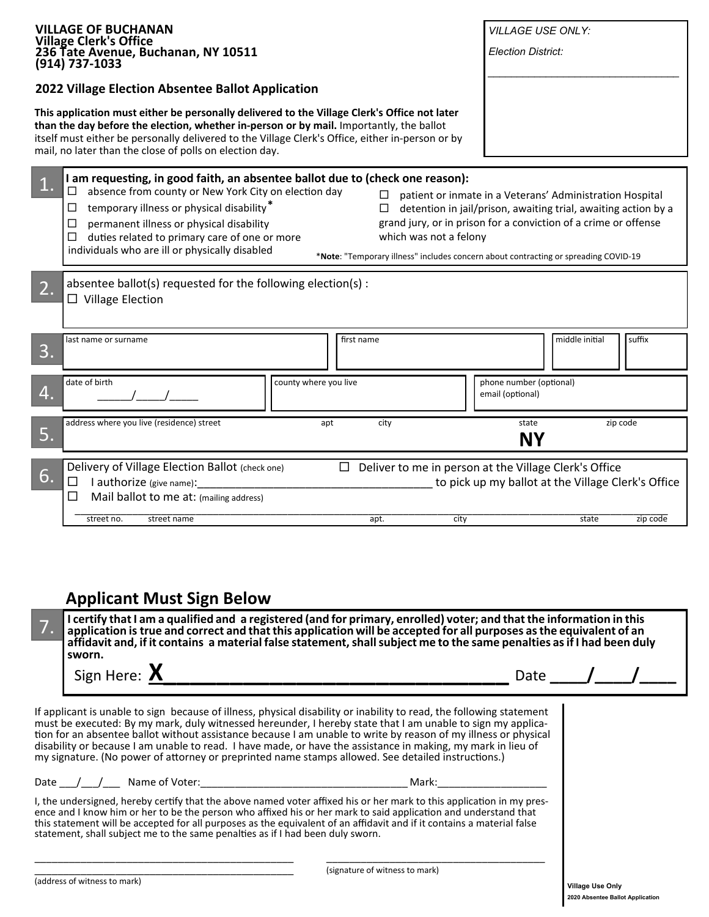**VILLAGE OF BUCHANAN**
**Village Clerk's Office**
**236 Tate Avenue, Buchanan, NY 10511**
**(914) 737-1033**

*VILLAGE USE ONLY:*

*Election District:*

______________________________

## 2022 Village Election Absentee Ballot Application

**This application must either be personally delivered to the Village Clerk's Office not later than the day before the election, whether in-person or by mail.** Importantly, the ballot itself must either be personally delivered to the Village Clerk's Office, either in-person or by mail, no later than the close of polls on election day.

**1.** **I am requesting, in good faith, an absentee ballot due to (check one reason):**

- ☐ absence from county or New York City on election day
- ☐ temporary illness or physical disability*
- ☐ permanent illness or physical disability
- ☐ duties related to primary care of one or more individuals who are ill or physically disabled
- ☐ patient or inmate in a Veterans' Administration Hospital
- ☐ detention in jail/prison, awaiting trial, awaiting action by a grand jury, or in prison for a conviction of a crime or offense which was not a felony

*__Note__: "Temporary illness" includes concern about contracting or spreading COVID-19

**2.** absentee ballot(s) requested for the following election(s) :

- ☐ Village Election

**3.**

| last name or surname | first name | middle initial | suffix |
|---|---|---|---|
| | | | |

**4.**

| date of birth | county where you live | phone number (optional) email (optional) |
|---|---|---|
| ______/_____/_____ | | |

**5.**

| address where you live (residence) street | apt | city | state | zip code |
|---|---|---|---|---|
| | | | **NY** | |

**6.** Delivery of Village Election Ballot (check one)

- ☐ Deliver to me in person at the Village Clerk's Office
- ☐ I authorize (give name):______________________________________ to pick up my ballot at the Village Clerk's Office
- ☐ Mail ballot to me at: (mailing address)

_____________________________________________________________________________

street no. street name apt. city state zip code

## Applicant Must Sign Below

**7.** **I certify that I am a qualified and a registered (and for primary, enrolled) voter; and that the information in this application is true and correct and that this application will be accepted for all purposes as the equivalent of an affidavit and, if it contains a material false statement, shall subject me to the same penalties as if I had been duly sworn.**

Sign Here: **X**________________________________ Date ____/____/____

If applicant is unable to sign because of illness, physical disability or inability to read, the following statement must be executed: By my mark, duly witnessed hereunder, I hereby state that I am unable to sign my application for an absentee ballot without assistance because I am unable to write by reason of my illness or physical disability or because I am unable to read. I have made, or have the assistance in making, my mark in lieu of my signature. (No power of attorney or preprinted name stamps allowed. See detailed instructions.)

Date ___/___/___ Name of Voter:___________________________________ Mark:___________________

I, the undersigned, hereby certify that the above named voter affixed his or her mark to this application in my presence and I know him or her to be the person who affixed his or her mark to said application and understand that this statement will be accepted for all purposes as the equivalent of an affidavit and if it contains a material false statement, shall subject me to the same penalties as if I had been duly sworn.

_______________________________________________
_______________________________________________
(address of witness to mark)

_______________________________________________
(signature of witness to mark)

**Village Use Only**
**2020 Absentee Ballot Application**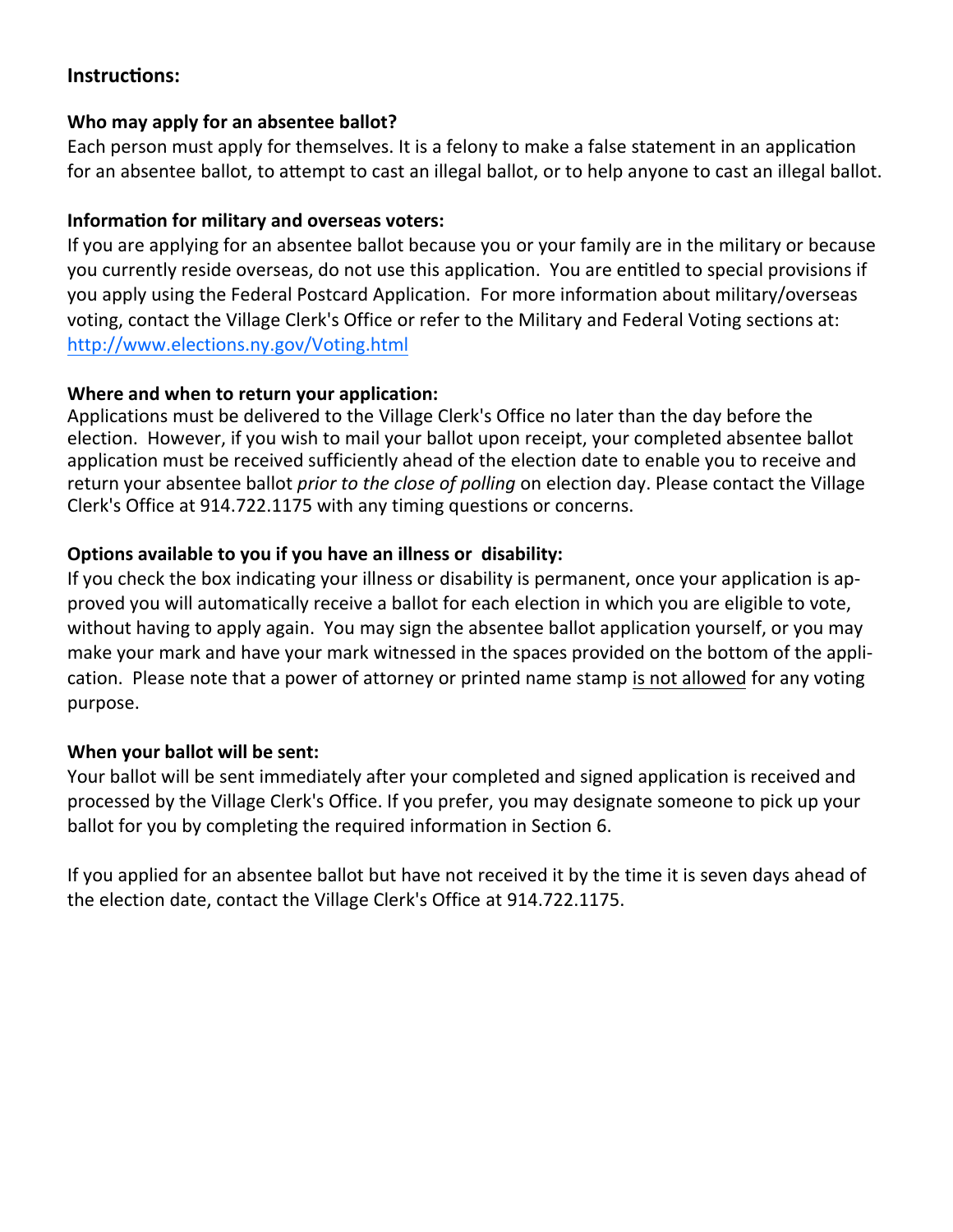**Instructions:**

**Who may apply for an absentee ballot?**

Each person must apply for themselves. It is a felony to make a false statement in an application for an absentee ballot, to attempt to cast an illegal ballot, or to help anyone to cast an illegal ballot.

**Information for military and overseas voters:**

If you are applying for an absentee ballot because you or your family are in the military or because you currently reside overseas, do not use this application. You are entitled to special provisions if you apply using the Federal Postcard Application. For more information about military/overseas voting, contact the Village Clerk's Office or refer to the Military and Federal Voting sections at: http://www.elections.ny.gov/Voting.html

**Where and when to return your application:**

Applications must be delivered to the Village Clerk's Office no later than the day before the election. However, if you wish to mail your ballot upon receipt, your completed absentee ballot application must be received sufficiently ahead of the election date to enable you to receive and return your absentee ballot *prior to the close of polling* on election day. Please contact the Village Clerk's Office at 914.722.1175 with any timing questions or concerns.

**Options available to you if you have an illness or disability:**

If you check the box indicating your illness or disability is permanent, once your application is approved you will automatically receive a ballot for each election in which you are eligible to vote, without having to apply again. You may sign the absentee ballot application yourself, or you may make your mark and have your mark witnessed in the spaces provided on the bottom of the application. Please note that a power of attorney or printed name stamp <u>is not allowed</u> for any voting purpose.

**When your ballot will be sent:**

Your ballot will be sent immediately after your completed and signed application is received and processed by the Village Clerk's Office. If you prefer, you may designate someone to pick up your ballot for you by completing the required information in Section 6.

If you applied for an absentee ballot but have not received it by the time it is seven days ahead of the election date, contact the Village Clerk's Office at 914.722.1175.